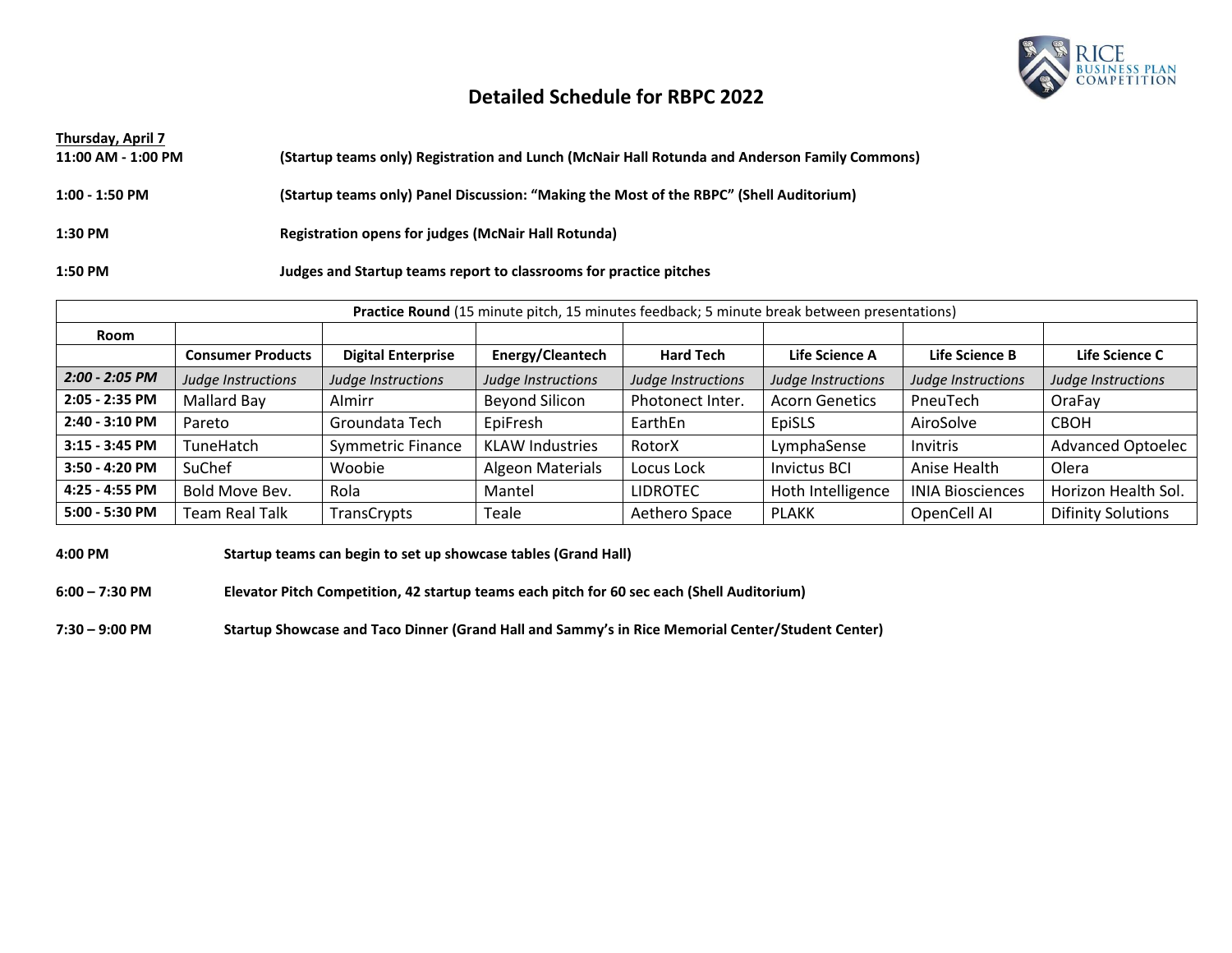# Detailed Schedule for RBPC 2022

**Thursday, April 7**

**11:00 AM - 1:00 PM** — **(Startup teams only) Registration and Lunch (McNair Hall Rotunda and Anderson Family Commons)**

**1:00 - 1:50 PM** — **(Startup teams only) Panel Discussion: "Making the Most of the RBPC" (Shell Auditorium)**

**1:30 PM** — **Registration opens for judges (McNair Hall Rotunda)**

**1:50 PM** — **Judges and Startup teams report to classrooms for practice pitches**

| **Practice Round** (15 minute pitch, 15 minutes feedback; 5 minute break between presentations) | | | | | | | |
|---|---|---|---|---|---|---|---|
| **Room** | | | | | | | |
| | **Consumer Products** | **Digital Enterprise** | **Energy/Cleantech** | **Hard Tech** | **Life Science A** | **Life Science B** | **Life Science C** |
| ***2:00 - 2:05 PM*** | *Judge Instructions* | *Judge Instructions* | *Judge Instructions* | *Judge Instructions* | *Judge Instructions* | *Judge Instructions* | *Judge Instructions* |
| **2:05 - 2:35 PM** | Mallard Bay | AImirr | Beyond Silicon | Photonect Inter. | Acorn Genetics | PneuTech | OraFay |
| **2:40 - 3:10 PM** | Pareto | Groundata Tech | EpiFresh | EarthEn | EpiSLS | AiroSolve | CBOH |
| **3:15 - 3:45 PM** | TuneHatch | Symmetric Finance | KLAW Industries | RotorX | LymphaSense | Invitris | Advanced Optoelec |
| **3:50 - 4:20 PM** | SuChef | Woobie | Algeon Materials | Locus Lock | Invictus BCI | Anise Health | Olera |
| **4:25 - 4:55 PM** | Bold Move Bev. | Rola | Mantel | LIDROTEC | Hoth Intelligence | INIA Biosciences | Horizon Health Sol. |
| **5:00 - 5:30 PM** | Team Real Talk | TransCrypts | Teale | Aethero Space | PLAKK | OpenCell AI | Difinity Solutions |

**4:00 PM** — **Startup teams can begin to set up showcase tables (Grand Hall)**

**6:00 – 7:30 PM** — **Elevator Pitch Competition, 42 startup teams each pitch for 60 sec each (Shell Auditorium)**

**7:30 – 9:00 PM** — **Startup Showcase and Taco Dinner (Grand Hall and Sammy's in Rice Memorial Center/Student Center)**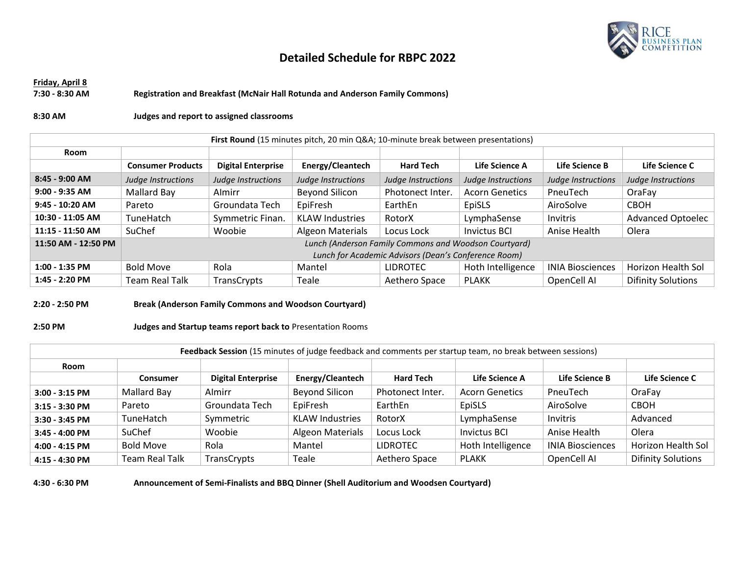# Detailed Schedule for RBPC 2022

**Friday, April 8**

**7:30 - 8:30 AM** **Registration and Breakfast (McNair Hall Rotunda and Anderson Family Commons)**

**8:30 AM** **Judges and report to assigned classrooms**

| **First Round** (15 minutes pitch, 20 min Q&A; 10-minute break between presentations) | | | | | | | |
|---|---|---|---|---|---|---|---|
| **Room** | | | | | | | |
| | **Consumer Products** | **Digital Enterprise** | **Energy/Cleantech** | **Hard Tech** | **Life Science A** | **Life Science B** | **Life Science C** |
| **8:45 - 9:00 AM** | *Judge Instructions* | *Judge Instructions* | *Judge Instructions* | *Judge Instructions* | *Judge Instructions* | *Judge Instructions* | *Judge Instructions* |
| **9:00 - 9:35 AM** | Mallard Bay | AImirr | Beyond Silicon | Photonect Inter. | Acorn Genetics | PneuTech | OraFay |
| **9:45 - 10:20 AM** | Pareto | Groundata Tech | EpiFresh | EarthEn | EpiSLS | AiroSolve | CBOH |
| **10:30 - 11:05 AM** | TuneHatch | Symmetric Finan. | KLAW Industries | RotorX | LymphaSense | Invitris | Advanced Optoelec |
| **11:15 - 11:50 AM** | SuChef | Woobie | Algeon Materials | Locus Lock | Invictus BCI | Anise Health | Olera |
| **11:50 AM - 12:50 PM** | *Lunch (Anderson Family Commons and Woodson Courtyard)*<br>*Lunch for Academic Advisors (Dean's Conference Room)* | | | | | | |
| **1:00 - 1:35 PM** | Bold Move | Rola | Mantel | LIDROTEC | Hoth Intelligence | INIA Biosciences | Horizon Health Sol |
| **1:45 - 2:20 PM** | Team Real Talk | TransCrypts | Teale | Aethero Space | PLAKK | OpenCell AI | Difinity Solutions |

**2:20 - 2:50 PM** **Break (Anderson Family Commons and Woodson Courtyard)**

**2:50 PM** **Judges and Startup teams report back to** Presentation Rooms

| **Feedback Session** (15 minutes of judge feedback and comments per startup team, no break between sessions) | | | | | | | |
|---|---|---|---|---|---|---|---|
| **Room** | | | | | | | |
| | **Consumer** | **Digital Enterprise** | **Energy/Cleantech** | **Hard Tech** | **Life Science A** | **Life Science B** | **Life Science C** |
| **3:00 - 3:15 PM** | Mallard Bay | AImirr | Beyond Silicon | Photonect Inter. | Acorn Genetics | PneuTech | OraFay |
| **3:15 - 3:30 PM** | Pareto | Groundata Tech | EpiFresh | EarthEn | EpiSLS | AiroSolve | CBOH |
| **3:30 - 3:45 PM** | TuneHatch | Symmetric | KLAW Industries | RotorX | LymphaSense | Invitris | Advanced |
| **3:45 - 4:00 PM** | SuChef | Woobie | Algeon Materials | Locus Lock | Invictus BCI | Anise Health | Olera |
| **4:00 - 4:15 PM** | Bold Move | Rola | Mantel | LIDROTEC | Hoth Intelligence | INIA Biosciences | Horizon Health Sol |
| **4:15 - 4:30 PM** | Team Real Talk | TransCrypts | Teale | Aethero Space | PLAKK | OpenCell AI | Difinity Solutions |

**4:30 - 6:30 PM** **Announcement of Semi-Finalists and BBQ Dinner (Shell Auditorium and Woodsen Courtyard)**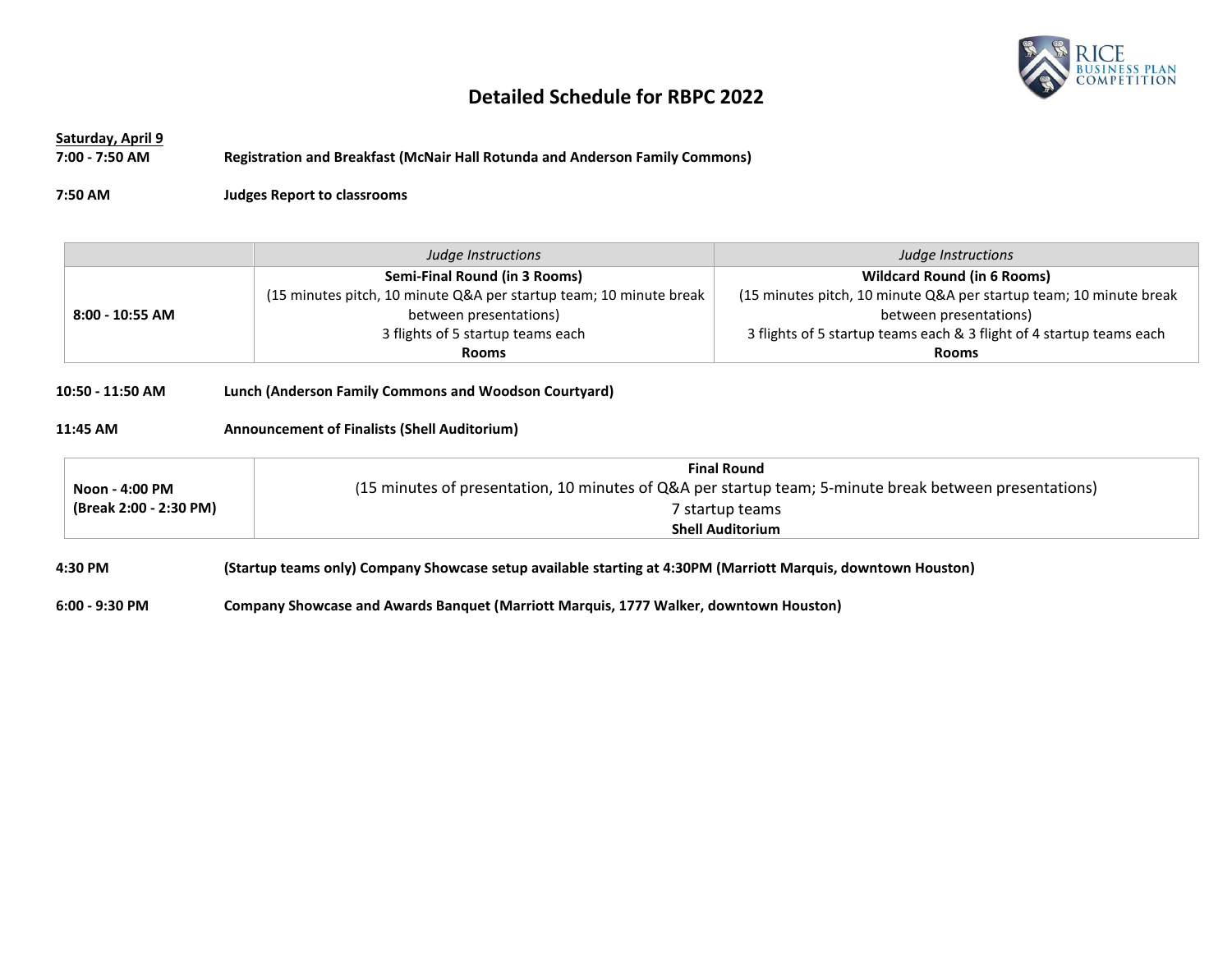# Detailed Schedule for RBPC 2022

**Saturday, April 9**

**7:00 - 7:50 AM** **Registration and Breakfast (McNair Hall Rotunda and Anderson Family Commons)**

**7:50 AM** **Judges Report to classrooms**

| | *Judge Instructions* | *Judge Instructions* |
|---|---|---|
| **8:00 - 10:55 AM** | **Semi-Final Round (in 3 Rooms)**<br>(15 minutes pitch, 10 minute Q&A per startup team; 10 minute break between presentations)<br>3 flights of 5 startup teams each<br>**Rooms** | **Wildcard Round (in 6 Rooms)**<br>(15 minutes pitch, 10 minute Q&A per startup team; 10 minute break between presentations)<br>3 flights of 5 startup teams each & 3 flight of 4 startup teams each<br>**Rooms** |

**10:50 - 11:50 AM** **Lunch (Anderson Family Commons and Woodson Courtyard)**

**11:45 AM** **Announcement of Finalists (Shell Auditorium)**

| | |
|---|---|
| **Noon - 4:00 PM**<br>**(Break 2:00 - 2:30 PM)** | **Final Round**<br>(15 minutes of presentation, 10 minutes of Q&A per startup team; 5-minute break between presentations)<br>7 startup teams<br>**Shell Auditorium** |

**4:30 PM** **(Startup teams only) Company Showcase setup available starting at 4:30PM (Marriott Marquis, downtown Houston)**

**6:00 - 9:30 PM** **Company Showcase and Awards Banquet (Marriott Marquis, 1777 Walker, downtown Houston)**